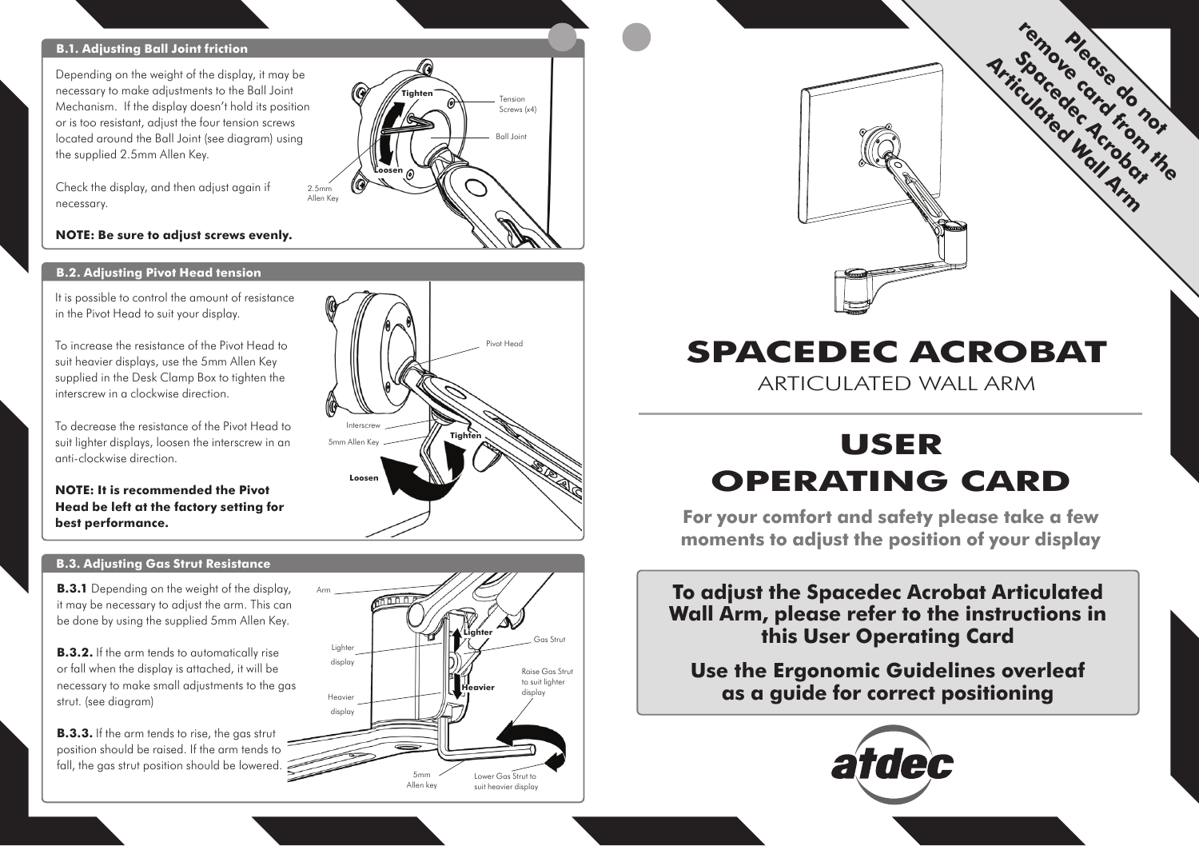## B.1. Adjusting Ball Joint friction

Depending on the weight of the display, it may be necessary to make adjustments to the Ball Joint Mechanism. If the display doesn't hold its position or is too resistant, adjust the four tension screws located around the Ball Joint (see diagram) using the supplied 2.5mm Allen Key.

Check the display, and then adjust again if necessary.

**NOTE: Be sure to adjust screws evenly.**

Tighten
Loosen
Tension Screws (x4)
Ball Joint
2.5mm Allen Key

## B.2. Adjusting Pivot Head tension

It is possible to control the amount of resistance in the Pivot Head to suit your display.

To increase the resistance of the Pivot Head to suit heavier displays, use the 5mm Allen Key supplied in the Desk Clamp Box to tighten the interscrew in a clockwise direction.

To decrease the resistance of the Pivot Head to suit lighter displays, loosen the interscrew in an anti-clockwise direction.

**NOTE: It is recommended the Pivot Head be left at the factory setting for best performance.**

Pivot Head
Interscrew
5mm Allen Key
Tighten
Loosen

## B.3. Adjusting Gas Strut Resistance

**B.3.1** Depending on the weight of the display, it may be necessary to adjust the arm. This can be done by using the supplied 5mm Allen Key.

**B.3.2.** If the arm tends to automatically rise or fall when the display is attached, it will be necessary to make small adjustments to the gas strut. (see diagram)

**B.3.3.** If the arm tends to rise, the gas strut position should be raised. If the arm tends to fall, the gas strut position should be lowered.

Arm
Lighter
Gas Strut
Lighter display
Raise Gas Strut to suit lighter display
Heavier
Heavier display
5mm Allen key
Lower Gas Strut to suit heavier display

**Please do not remove card from the Spacedec Acrobat Articulated Wall Arm**

# SPACEDEC ACROBAT

ARTICULATED WALL ARM

# USER OPERATING CARD

**For your comfort and safety please take a few moments to adjust the position of your display**

**To adjust the Spacedec Acrobat Articulated Wall Arm, please refer to the instructions in this User Operating Card**

**Use the Ergonomic Guidelines overleaf as a guide for correct positioning**

atdec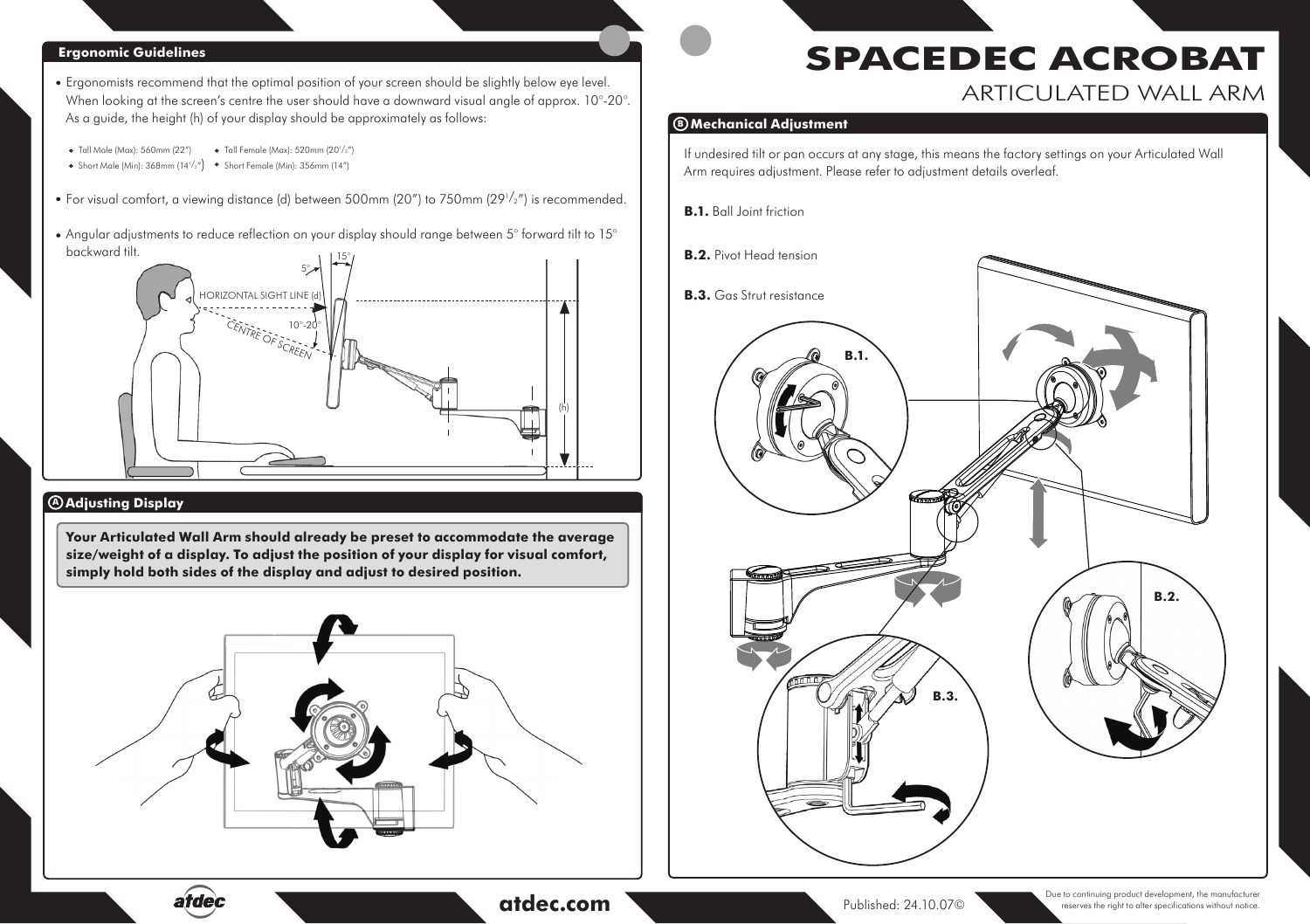# SPACEDEC ACROBAT

ARTICULATED WALL ARM

## Ergonomic Guidelines

- Ergonomists recommend that the optimal position of your screen should be slightly below eye level. When looking at the screen's centre the user should have a downward visual angle of approx. 10°-20°. As a guide, the height (h) of your display should be approximately as follows:
  - Tall Male (Max): 560mm (22")
  - Tall Female (Max): 520mm (20½")
  - Short Male (Min): 368mm (14½")
  - Short Female (Min): 356mm (14")
- For visual comfort, a viewing distance (d) between 500mm (20") to 750mm (29½") is recommended.
- Angular adjustments to reduce reflection on your display should range between 5° forward tilt to 15° backward tilt.

5°
15°
HORIZONTAL SIGHT LINE (d)
10°-20°
CENTRE OF SCREEN
(h)

## A Adjusting Display

**Your Articulated Wall Arm should already be preset to accommodate the average size/weight of a display. To adjust the position of your display for visual comfort, simply hold both sides of the display and adjust to desired position.**

## B Mechanical Adjustment

If undesired tilt or pan occurs at any stage, this means the factory settings on your Articulated Wall Arm requires adjustment. Please refer to adjustment details overleaf.

**B.1.** Ball Joint friction

**B.2.** Pivot Head tension

**B.3.** Gas Strut resistance

B.1.

B.2.

B.3.

atdec

atdec.com

Published: 24.10.07©

Due to continuing product development, the manufacturer reserves the right to alter specifications without notice.